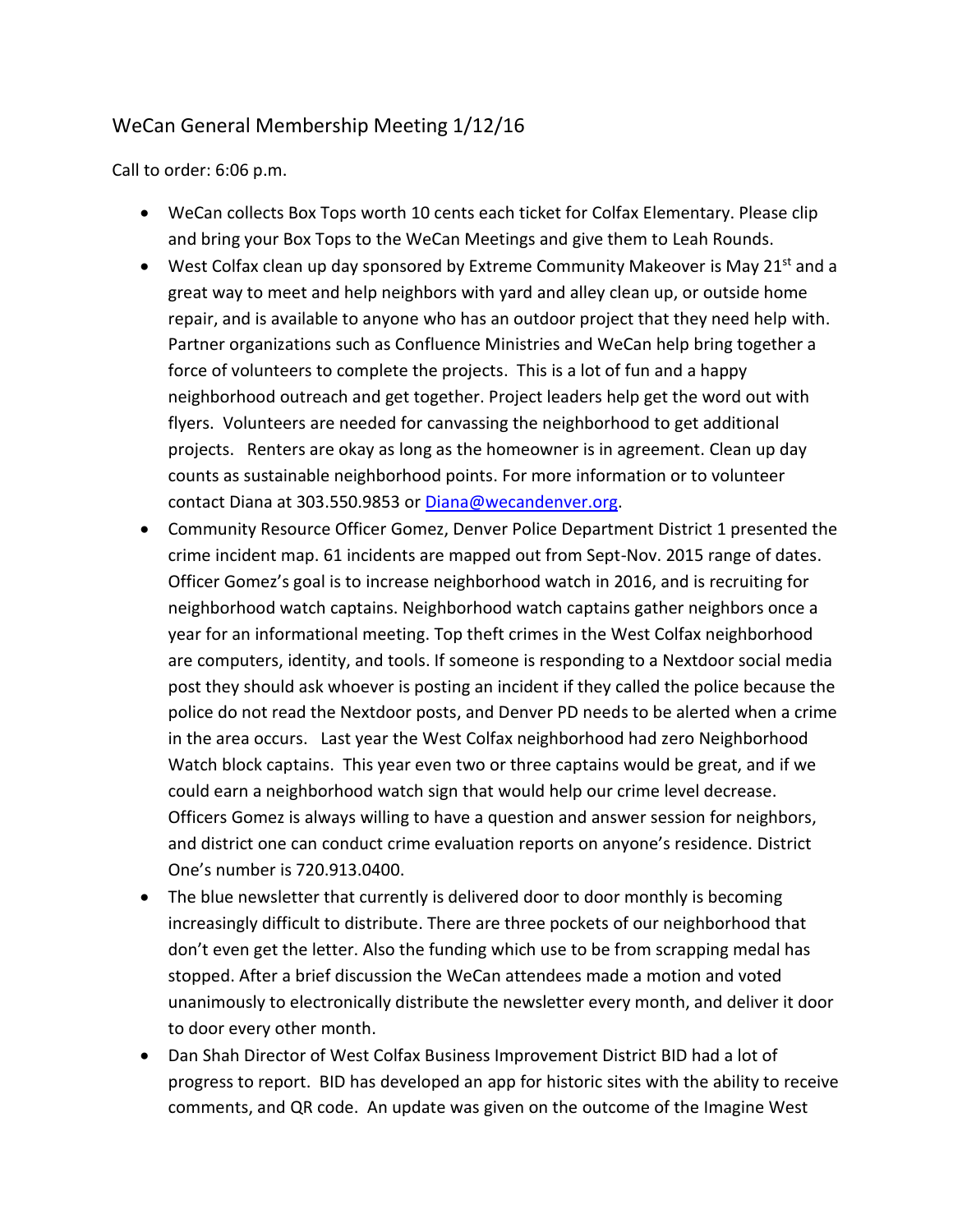# WeCan General Membership Meeting 1/12/16

Call to order: 6:06 p.m.

- WeCan collects Box Tops worth 10 cents each ticket for Colfax Elementary. Please clip and bring your Box Tops to the WeCan Meetings and give them to Leah Rounds.
- West Colfax clean up day sponsored by Extreme Community Makeover is May 21st and a great way to meet and help neighbors with yard and alley clean up, or outside home repair, and is available to anyone who has an outdoor project that they need help with. Partner organizations such as Confluence Ministries and WeCan help bring together a force of volunteers to complete the projects. This is a lot of fun and a happy neighborhood outreach and get together. Project leaders help get the word out with flyers. Volunteers are needed for canvassing the neighborhood to get additional projects. Renters are okay as long as the homeowner is in agreement. Clean up day counts as sustainable neighborhood points. For more information or to volunteer contact Diana at 303.550.9853 or Diana@wecandenver.org.
- Community Resource Officer Gomez, Denver Police Department District 1 presented the crime incident map. 61 incidents are mapped out from Sept-Nov. 2015 range of dates. Officer Gomez's goal is to increase neighborhood watch in 2016, and is recruiting for neighborhood watch captains. Neighborhood watch captains gather neighbors once a year for an informational meeting. Top theft crimes in the West Colfax neighborhood are computers, identity, and tools. If someone is responding to a Nextdoor social media post they should ask whoever is posting an incident if they called the police because the police do not read the Nextdoor posts, and Denver PD needs to be alerted when a crime in the area occurs. Last year the West Colfax neighborhood had zero Neighborhood Watch block captains. This year even two or three captains would be great, and if we could earn a neighborhood watch sign that would help our crime level decrease. Officers Gomez is always willing to have a question and answer session for neighbors, and district one can conduct crime evaluation reports on anyone's residence. District One's number is 720.913.0400.
- The blue newsletter that currently is delivered door to door monthly is becoming increasingly difficult to distribute. There are three pockets of our neighborhood that don't even get the letter. Also the funding which use to be from scrapping medal has stopped. After a brief discussion the WeCan attendees made a motion and voted unanimously to electronically distribute the newsletter every month, and deliver it door to door every other month.
- Dan Shah Director of West Colfax Business Improvement District BID had a lot of progress to report. BID has developed an app for historic sites with the ability to receive comments, and QR code. An update was given on the outcome of the Imagine West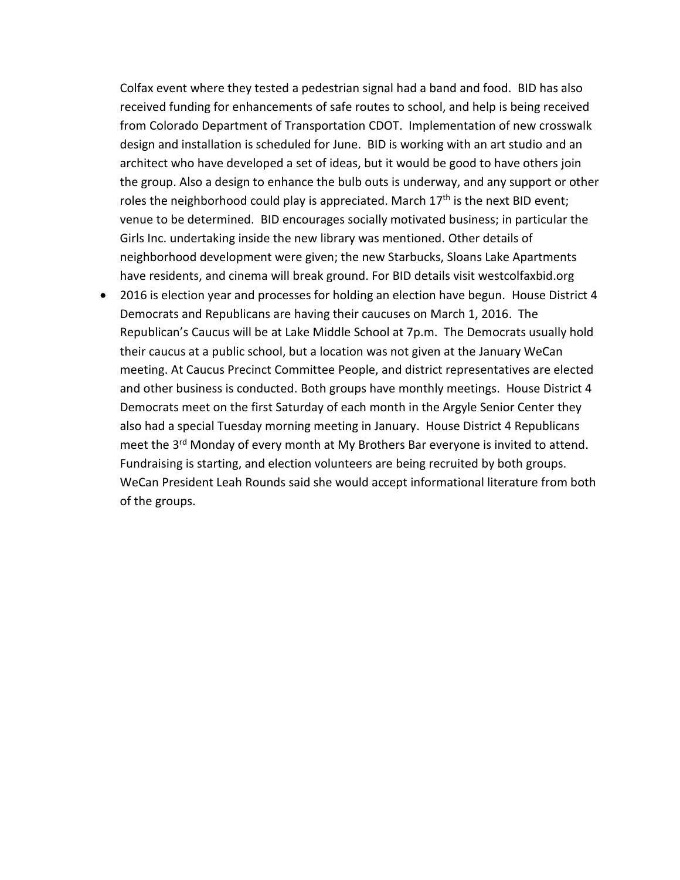Colfax event where they tested a pedestrian signal had a band and food. BID has also received funding for enhancements of safe routes to school, and help is being received from Colorado Department of Transportation CDOT. Implementation of new crosswalk design and installation is scheduled for June. BID is working with an art studio and an architect who have developed a set of ideas, but it would be good to have others join the group. Also a design to enhance the bulb outs is underway, and any support or other roles the neighborhood could play is appreciated. March 17th is the next BID event; venue to be determined. BID encourages socially motivated business; in particular the Girls Inc. undertaking inside the new library was mentioned. Other details of neighborhood development were given; the new Starbucks, Sloans Lake Apartments have residents, and cinema will break ground. For BID details visit westcolfaxbid.org

- 2016 is election year and processes for holding an election have begun. House District 4 Democrats and Republicans are having their caucuses on March 1, 2016. The Republican's Caucus will be at Lake Middle School at 7p.m. The Democrats usually hold their caucus at a public school, but a location was not given at the January WeCan meeting. At Caucus Precinct Committee People, and district representatives are elected and other business is conducted. Both groups have monthly meetings. House District 4 Democrats meet on the first Saturday of each month in the Argyle Senior Center they also had a special Tuesday morning meeting in January. House District 4 Republicans meet the 3rd Monday of every month at My Brothers Bar everyone is invited to attend. Fundraising is starting, and election volunteers are being recruited by both groups. WeCan President Leah Rounds said she would accept informational literature from both of the groups.